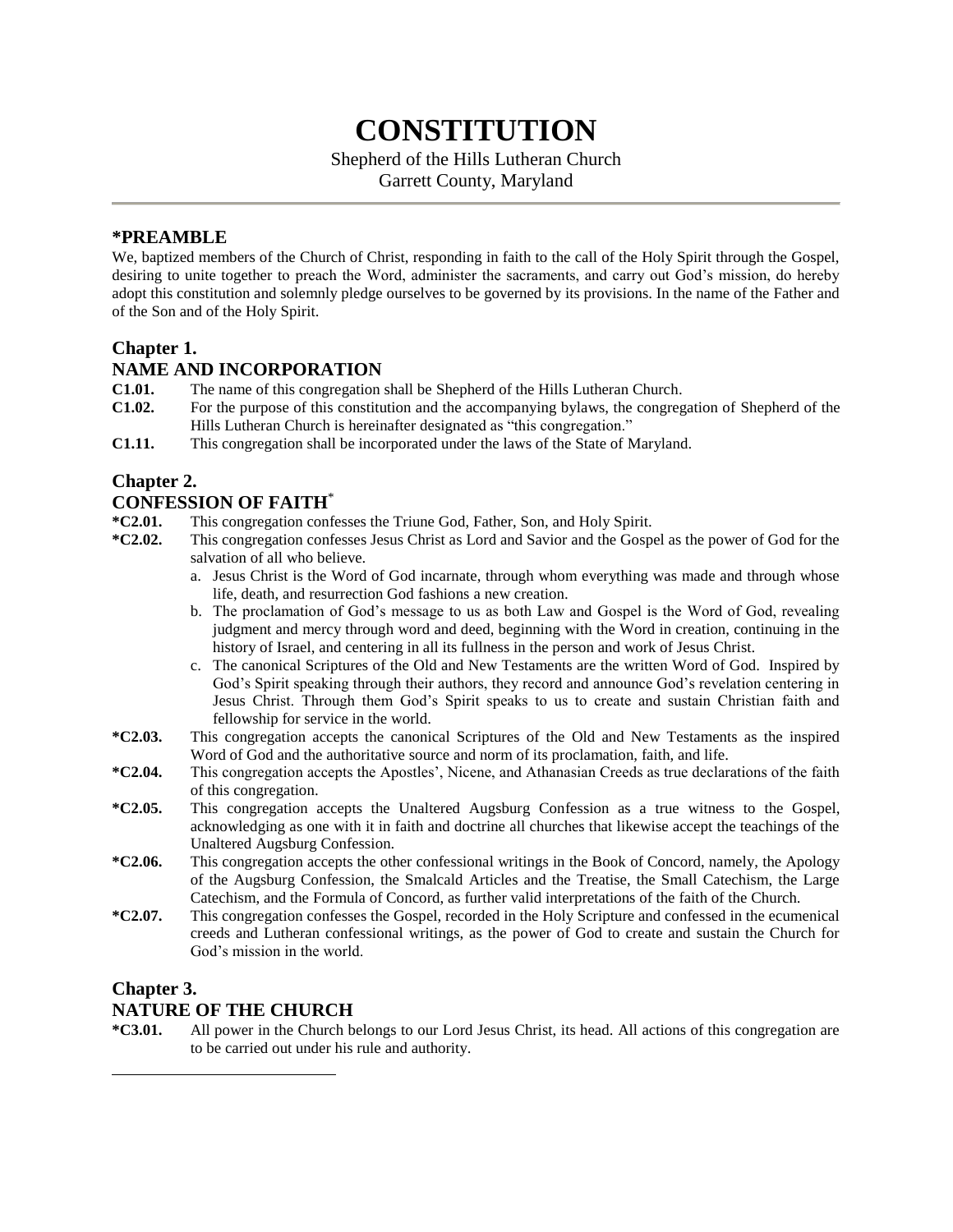# CONSTITUTION

Shepherd of the Hills Lutheran Church
Garrett County, Maryland

## *PREAMBLE

We, baptized members of the Church of Christ, responding in faith to the call of the Holy Spirit through the Gospel, desiring to unite together to preach the Word, administer the sacraments, and carry out God's mission, do hereby adopt this constitution and solemnly pledge ourselves to be governed by its provisions. In the name of the Father and of the Son and of the Holy Spirit.

## Chapter 1.
## NAME AND INCORPORATION

**C1.01.** The name of this congregation shall be Shepherd of the Hills Lutheran Church.

**C1.02.** For the purpose of this constitution and the accompanying bylaws, the congregation of Shepherd of the Hills Lutheran Church is hereinafter designated as "this congregation."

**C1.11.** This congregation shall be incorporated under the laws of the State of Maryland.

## Chapter 2.
## CONFESSION OF FAITH*

**\*C2.01.** This congregation confesses the Triune God, Father, Son, and Holy Spirit.

**\*C2.02.** This congregation confesses Jesus Christ as Lord and Savior and the Gospel as the power of God for the salvation of all who believe.

a. Jesus Christ is the Word of God incarnate, through whom everything was made and through whose life, death, and resurrection God fashions a new creation.

b. The proclamation of God's message to us as both Law and Gospel is the Word of God, revealing judgment and mercy through word and deed, beginning with the Word in creation, continuing in the history of Israel, and centering in all its fullness in the person and work of Jesus Christ.

c. The canonical Scriptures of the Old and New Testaments are the written Word of God. Inspired by God's Spirit speaking through their authors, they record and announce God's revelation centering in Jesus Christ. Through them God's Spirit speaks to us to create and sustain Christian faith and fellowship for service in the world.

**\*C2.03.** This congregation accepts the canonical Scriptures of the Old and New Testaments as the inspired Word of God and the authoritative source and norm of its proclamation, faith, and life.

**\*C2.04.** This congregation accepts the Apostles', Nicene, and Athanasian Creeds as true declarations of the faith of this congregation.

**\*C2.05.** This congregation accepts the Unaltered Augsburg Confession as a true witness to the Gospel, acknowledging as one with it in faith and doctrine all churches that likewise accept the teachings of the Unaltered Augsburg Confession.

**\*C2.06.** This congregation accepts the other confessional writings in the Book of Concord, namely, the Apology of the Augsburg Confession, the Smalcald Articles and the Treatise, the Small Catechism, the Large Catechism, and the Formula of Concord, as further valid interpretations of the faith of the Church.

**\*C2.07.** This congregation confesses the Gospel, recorded in the Holy Scripture and confessed in the ecumenical creeds and Lutheran confessional writings, as the power of God to create and sustain the Church for God's mission in the world.

## Chapter 3.
## NATURE OF THE CHURCH

**\*C3.01.** All power in the Church belongs to our Lord Jesus Christ, its head. All actions of this congregation are to be carried out under his rule and authority.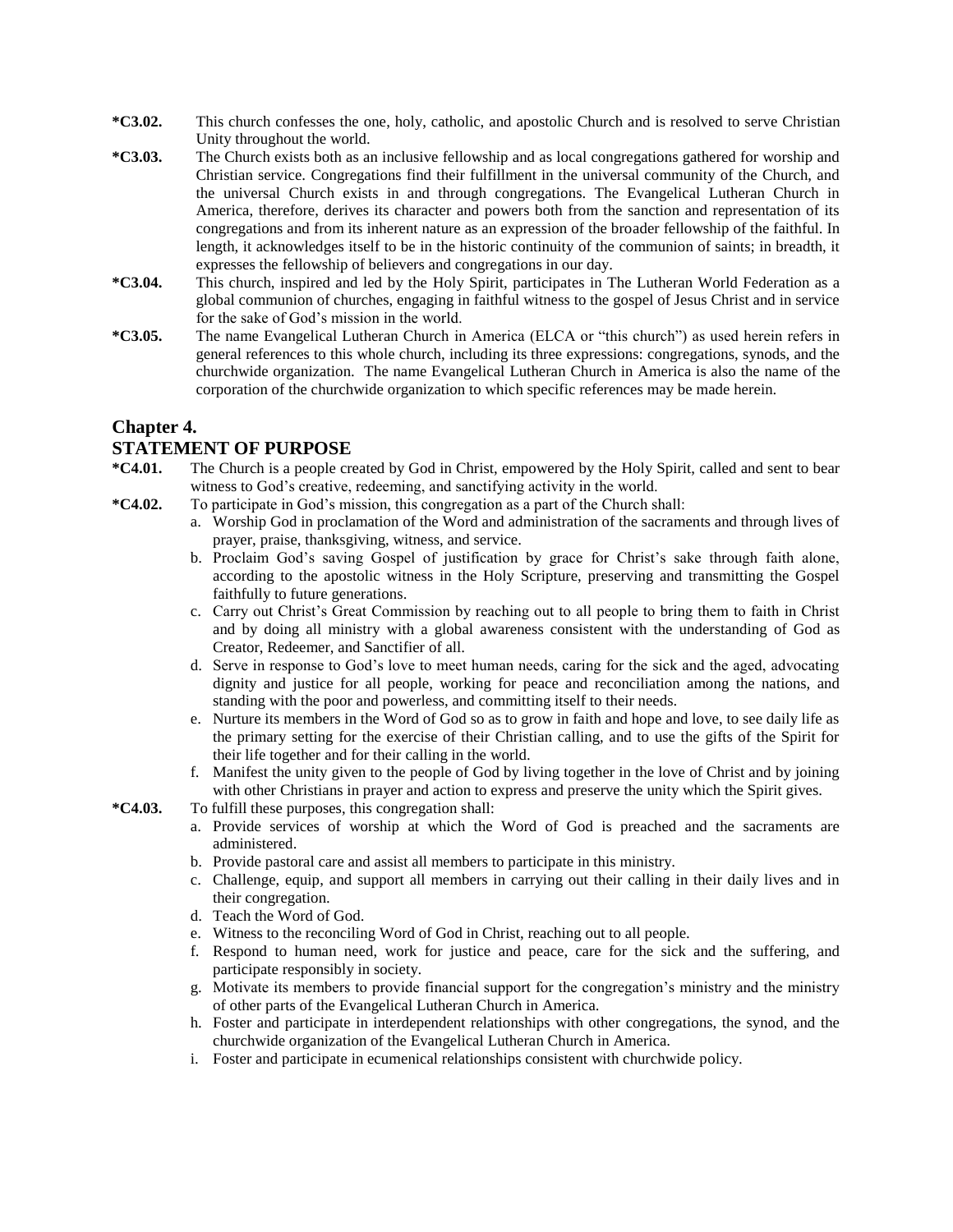**\*C3.02.** This church confesses the one, holy, catholic, and apostolic Church and is resolved to serve Christian Unity throughout the world.

**\*C3.03.** The Church exists both as an inclusive fellowship and as local congregations gathered for worship and Christian service. Congregations find their fulfillment in the universal community of the Church, and the universal Church exists in and through congregations. The Evangelical Lutheran Church in America, therefore, derives its character and powers both from the sanction and representation of its congregations and from its inherent nature as an expression of the broader fellowship of the faithful. In length, it acknowledges itself to be in the historic continuity of the communion of saints; in breadth, it expresses the fellowship of believers and congregations in our day.

**\*C3.04.** This church, inspired and led by the Holy Spirit, participates in The Lutheran World Federation as a global communion of churches, engaging in faithful witness to the gospel of Jesus Christ and in service for the sake of God's mission in the world.

**\*C3.05.** The name Evangelical Lutheran Church in America (ELCA or "this church") as used herein refers in general references to this whole church, including its three expressions: congregations, synods, and the churchwide organization. The name Evangelical Lutheran Church in America is also the name of the corporation of the churchwide organization to which specific references may be made herein.

## Chapter 4.
## STATEMENT OF PURPOSE

**\*C4.01.** The Church is a people created by God in Christ, empowered by the Holy Spirit, called and sent to bear witness to God's creative, redeeming, and sanctifying activity in the world.

**\*C4.02.** To participate in God's mission, this congregation as a part of the Church shall:

a. Worship God in proclamation of the Word and administration of the sacraments and through lives of prayer, praise, thanksgiving, witness, and service.
b. Proclaim God's saving Gospel of justification by grace for Christ's sake through faith alone, according to the apostolic witness in the Holy Scripture, preserving and transmitting the Gospel faithfully to future generations.
c. Carry out Christ's Great Commission by reaching out to all people to bring them to faith in Christ and by doing all ministry with a global awareness consistent with the understanding of God as Creator, Redeemer, and Sanctifier of all.
d. Serve in response to God's love to meet human needs, caring for the sick and the aged, advocating dignity and justice for all people, working for peace and reconciliation among the nations, and standing with the poor and powerless, and committing itself to their needs.
e. Nurture its members in the Word of God so as to grow in faith and hope and love, to see daily life as the primary setting for the exercise of their Christian calling, and to use the gifts of the Spirit for their life together and for their calling in the world.
f. Manifest the unity given to the people of God by living together in the love of Christ and by joining with other Christians in prayer and action to express and preserve the unity which the Spirit gives.

**\*C4.03.** To fulfill these purposes, this congregation shall:

a. Provide services of worship at which the Word of God is preached and the sacraments are administered.
b. Provide pastoral care and assist all members to participate in this ministry.
c. Challenge, equip, and support all members in carrying out their calling in their daily lives and in their congregation.
d. Teach the Word of God.
e. Witness to the reconciling Word of God in Christ, reaching out to all people.
f. Respond to human need, work for justice and peace, care for the sick and the suffering, and participate responsibly in society.
g. Motivate its members to provide financial support for the congregation's ministry and the ministry of other parts of the Evangelical Lutheran Church in America.
h. Foster and participate in interdependent relationships with other congregations, the synod, and the churchwide organization of the Evangelical Lutheran Church in America.
i. Foster and participate in ecumenical relationships consistent with churchwide policy.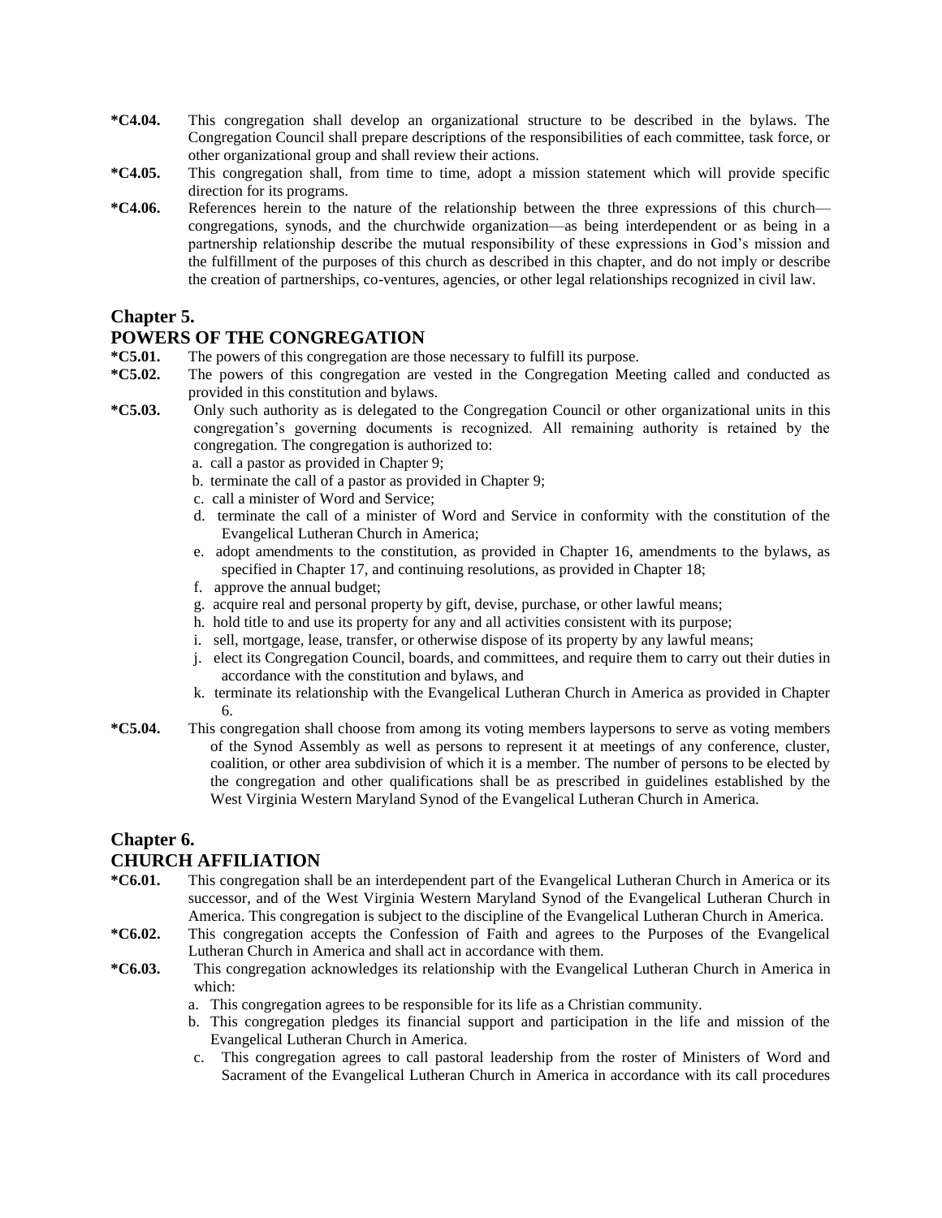**\*C4.04.** This congregation shall develop an organizational structure to be described in the bylaws. The Congregation Council shall prepare descriptions of the responsibilities of each committee, task force, or other organizational group and shall review their actions.

**\*C4.05.** This congregation shall, from time to time, adopt a mission statement which will provide specific direction for its programs.

**\*C4.06.** References herein to the nature of the relationship between the three expressions of this church—congregations, synods, and the churchwide organization—as being interdependent or as being in a partnership relationship describe the mutual responsibility of these expressions in God's mission and the fulfillment of the purposes of this church as described in this chapter, and do not imply or describe the creation of partnerships, co-ventures, agencies, or other legal relationships recognized in civil law.

## Chapter 5.

## POWERS OF THE CONGREGATION

**\*C5.01.** The powers of this congregation are those necessary to fulfill its purpose.

**\*C5.02.** The powers of this congregation are vested in the Congregation Meeting called and conducted as provided in this constitution and bylaws.

**\*C5.03.** Only such authority as is delegated to the Congregation Council or other organizational units in this congregation's governing documents is recognized. All remaining authority is retained by the congregation. The congregation is authorized to:

a. call a pastor as provided in Chapter 9;
b. terminate the call of a pastor as provided in Chapter 9;
c. call a minister of Word and Service;
d. terminate the call of a minister of Word and Service in conformity with the constitution of the Evangelical Lutheran Church in America;
e. adopt amendments to the constitution, as provided in Chapter 16, amendments to the bylaws, as specified in Chapter 17, and continuing resolutions, as provided in Chapter 18;
f. approve the annual budget;
g. acquire real and personal property by gift, devise, purchase, or other lawful means;
h. hold title to and use its property for any and all activities consistent with its purpose;
i. sell, mortgage, lease, transfer, or otherwise dispose of its property by any lawful means;
j. elect its Congregation Council, boards, and committees, and require them to carry out their duties in accordance with the constitution and bylaws, and
k. terminate its relationship with the Evangelical Lutheran Church in America as provided in Chapter 6.

**\*C5.04.** This congregation shall choose from among its voting members laypersons to serve as voting members of the Synod Assembly as well as persons to represent it at meetings of any conference, cluster, coalition, or other area subdivision of which it is a member. The number of persons to be elected by the congregation and other qualifications shall be as prescribed in guidelines established by the West Virginia Western Maryland Synod of the Evangelical Lutheran Church in America.

## Chapter 6.

## CHURCH AFFILIATION

**\*C6.01.** This congregation shall be an interdependent part of the Evangelical Lutheran Church in America or its successor, and of the West Virginia Western Maryland Synod of the Evangelical Lutheran Church in America. This congregation is subject to the discipline of the Evangelical Lutheran Church in America.

**\*C6.02.** This congregation accepts the Confession of Faith and agrees to the Purposes of the Evangelical Lutheran Church in America and shall act in accordance with them.

**\*C6.03.** This congregation acknowledges its relationship with the Evangelical Lutheran Church in America in which:

a. This congregation agrees to be responsible for its life as a Christian community.
b. This congregation pledges its financial support and participation in the life and mission of the Evangelical Lutheran Church in America.
c. This congregation agrees to call pastoral leadership from the roster of Ministers of Word and Sacrament of the Evangelical Lutheran Church in America in accordance with its call procedures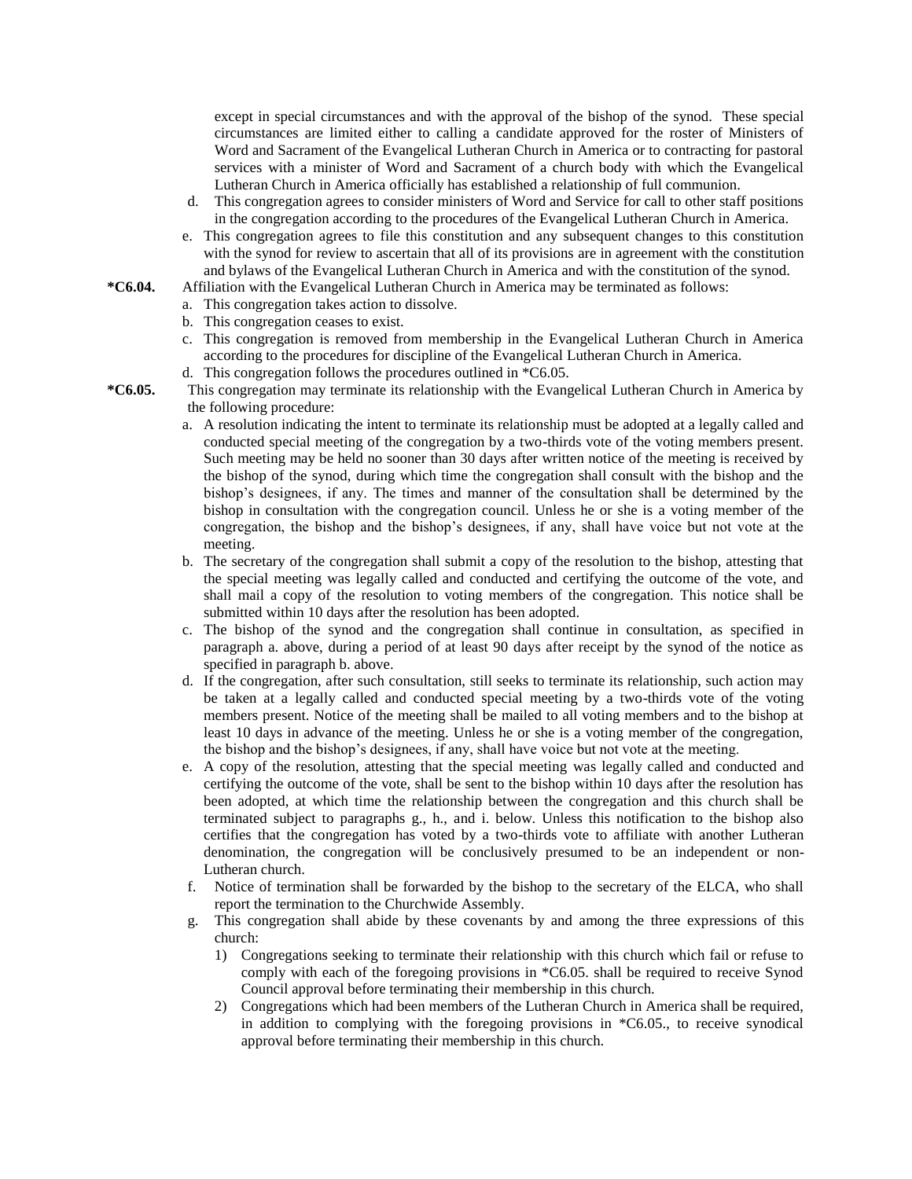except in special circumstances and with the approval of the bishop of the synod. These special circumstances are limited either to calling a candidate approved for the roster of Ministers of Word and Sacrament of the Evangelical Lutheran Church in America or to contracting for pastoral services with a minister of Word and Sacrament of a church body with which the Evangelical Lutheran Church in America officially has established a relationship of full communion.

d. This congregation agrees to consider ministers of Word and Service for call to other staff positions in the congregation according to the procedures of the Evangelical Lutheran Church in America.

e. This congregation agrees to file this constitution and any subsequent changes to this constitution with the synod for review to ascertain that all of its provisions are in agreement with the constitution and bylaws of the Evangelical Lutheran Church in America and with the constitution of the synod.

**\*C6.04.** Affiliation with the Evangelical Lutheran Church in America may be terminated as follows:

a. This congregation takes action to dissolve.

b. This congregation ceases to exist.

c. This congregation is removed from membership in the Evangelical Lutheran Church in America according to the procedures for discipline of the Evangelical Lutheran Church in America.

d. This congregation follows the procedures outlined in *C6.05.

**\*C6.05.** This congregation may terminate its relationship with the Evangelical Lutheran Church in America by the following procedure:

a. A resolution indicating the intent to terminate its relationship must be adopted at a legally called and conducted special meeting of the congregation by a two-thirds vote of the voting members present. Such meeting may be held no sooner than 30 days after written notice of the meeting is received by the bishop of the synod, during which time the congregation shall consult with the bishop and the bishop's designees, if any. The times and manner of the consultation shall be determined by the bishop in consultation with the congregation council. Unless he or she is a voting member of the congregation, the bishop and the bishop's designees, if any, shall have voice but not vote at the meeting.

b. The secretary of the congregation shall submit a copy of the resolution to the bishop, attesting that the special meeting was legally called and conducted and certifying the outcome of the vote, and shall mail a copy of the resolution to voting members of the congregation. This notice shall be submitted within 10 days after the resolution has been adopted.

c. The bishop of the synod and the congregation shall continue in consultation, as specified in paragraph a. above, during a period of at least 90 days after receipt by the synod of the notice as specified in paragraph b. above.

d. If the congregation, after such consultation, still seeks to terminate its relationship, such action may be taken at a legally called and conducted special meeting by a two-thirds vote of the voting members present. Notice of the meeting shall be mailed to all voting members and to the bishop at least 10 days in advance of the meeting. Unless he or she is a voting member of the congregation, the bishop and the bishop's designees, if any, shall have voice but not vote at the meeting.

e. A copy of the resolution, attesting that the special meeting was legally called and conducted and certifying the outcome of the vote, shall be sent to the bishop within 10 days after the resolution has been adopted, at which time the relationship between the congregation and this church shall be terminated subject to paragraphs g., h., and i. below. Unless this notification to the bishop also certifies that the congregation has voted by a two-thirds vote to affiliate with another Lutheran denomination, the congregation will be conclusively presumed to be an independent or non-Lutheran church.

f. Notice of termination shall be forwarded by the bishop to the secretary of the ELCA, who shall report the termination to the Churchwide Assembly.

g. This congregation shall abide by these covenants by and among the three expressions of this church:

1) Congregations seeking to terminate their relationship with this church which fail or refuse to comply with each of the foregoing provisions in *C6.05. shall be required to receive Synod Council approval before terminating their membership in this church.

2) Congregations which had been members of the Lutheran Church in America shall be required, in addition to complying with the foregoing provisions in *C6.05., to receive synodical approval before terminating their membership in this church.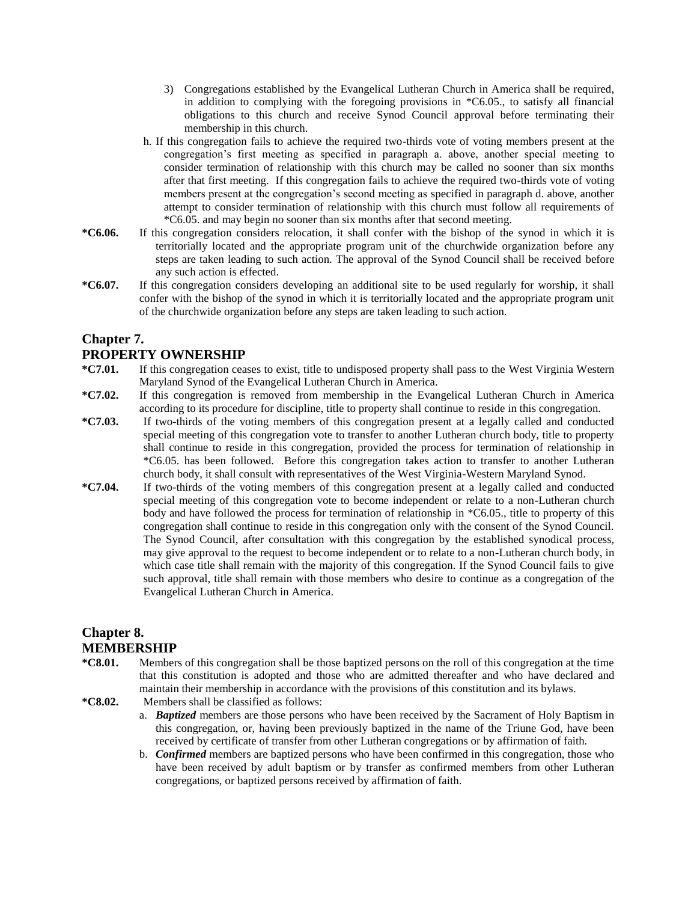3) Congregations established by the Evangelical Lutheran Church in America shall be required, in addition to complying with the foregoing provisions in *C6.05., to satisfy all financial obligations to this church and receive Synod Council approval before terminating their membership in this church.

h. If this congregation fails to achieve the required two-thirds vote of voting members present at the congregation's first meeting as specified in paragraph a. above, another special meeting to consider termination of relationship with this church may be called no sooner than six months after that first meeting. If this congregation fails to achieve the required two-thirds vote of voting members present at the congregation's second meeting as specified in paragraph d. above, another attempt to consider termination of relationship with this church must follow all requirements of *C6.05. and may begin no sooner than six months after that second meeting.

**\*C6.06.** If this congregation considers relocation, it shall confer with the bishop of the synod in which it is territorially located and the appropriate program unit of the churchwide organization before any steps are taken leading to such action. The approval of the Synod Council shall be received before any such action is effected.

**\*C6.07.** If this congregation considers developing an additional site to be used regularly for worship, it shall confer with the bishop of the synod in which it is territorially located and the appropriate program unit of the churchwide organization before any steps are taken leading to such action.

## Chapter 7.
## PROPERTY OWNERSHIP

**\*C7.01.** If this congregation ceases to exist, title to undisposed property shall pass to the West Virginia Western Maryland Synod of the Evangelical Lutheran Church in America.

**\*C7.02.** If this congregation is removed from membership in the Evangelical Lutheran Church in America according to its procedure for discipline, title to property shall continue to reside in this congregation.

**\*C7.03.** If two-thirds of the voting members of this congregation present at a legally called and conducted special meeting of this congregation vote to transfer to another Lutheran church body, title to property shall continue to reside in this congregation, provided the process for termination of relationship in *C6.05. has been followed. Before this congregation takes action to transfer to another Lutheran church body, it shall consult with representatives of the West Virginia-Western Maryland Synod.

**\*C7.04.** If two-thirds of the voting members of this congregation present at a legally called and conducted special meeting of this congregation vote to become independent or relate to a non-Lutheran church body and have followed the process for termination of relationship in *C6.05., title to property of this congregation shall continue to reside in this congregation only with the consent of the Synod Council. The Synod Council, after consultation with this congregation by the established synodical process, may give approval to the request to become independent or to relate to a non-Lutheran church body, in which case title shall remain with the majority of this congregation. If the Synod Council fails to give such approval, title shall remain with those members who desire to continue as a congregation of the Evangelical Lutheran Church in America.

## Chapter 8.
## MEMBERSHIP

**\*C8.01.** Members of this congregation shall be those baptized persons on the roll of this congregation at the time that this constitution is adopted and those who are admitted thereafter and who have declared and maintain their membership in accordance with the provisions of this constitution and its bylaws.

**\*C8.02.** Members shall be classified as follows:

a. ***Baptized*** members are those persons who have been received by the Sacrament of Holy Baptism in this congregation, or, having been previously baptized in the name of the Triune God, have been received by certificate of transfer from other Lutheran congregations or by affirmation of faith.

b. ***Confirmed*** members are baptized persons who have been confirmed in this congregation, those who have been received by adult baptism or by transfer as confirmed members from other Lutheran congregations, or baptized persons received by affirmation of faith.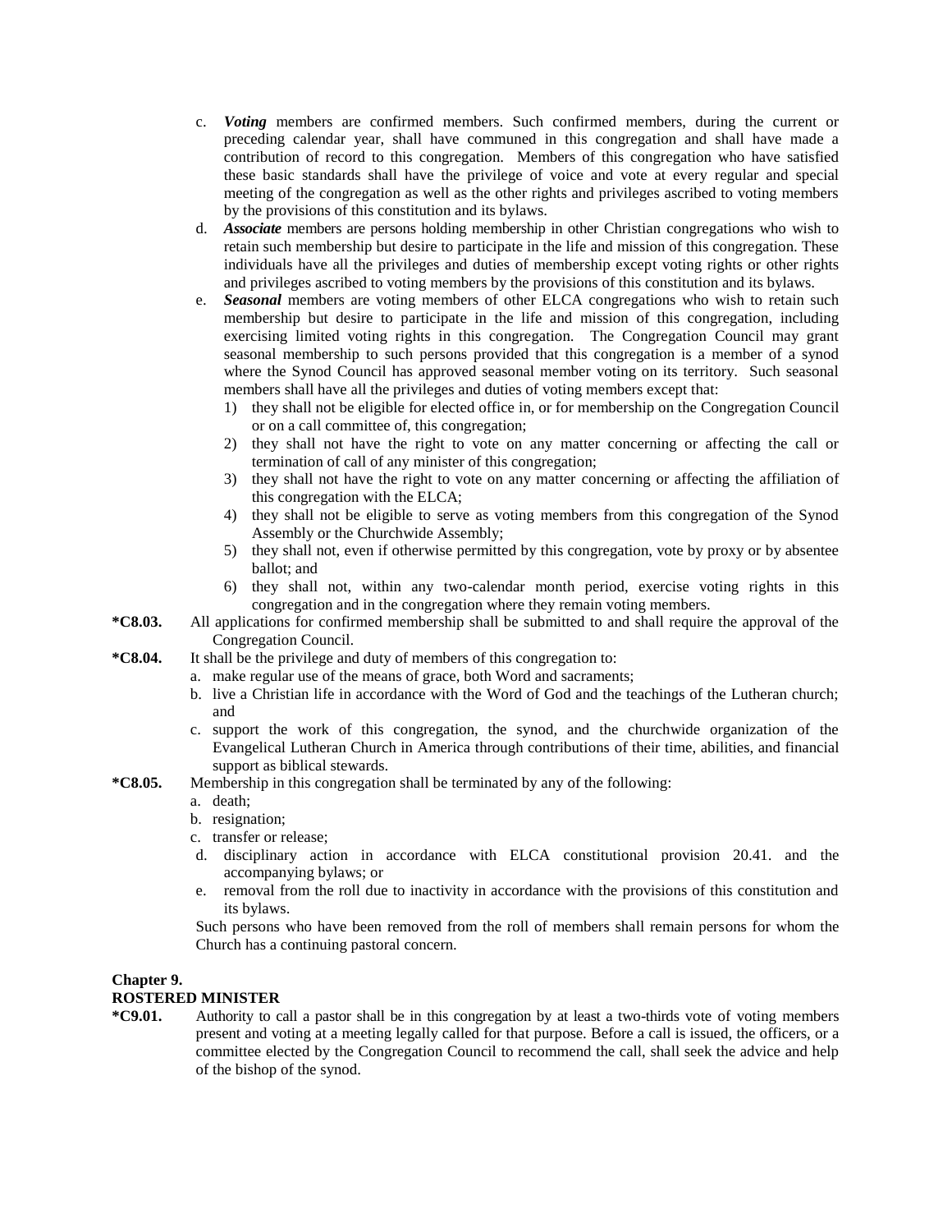c. ***Voting*** members are confirmed members. Such confirmed members, during the current or preceding calendar year, shall have communed in this congregation and shall have made a contribution of record to this congregation. Members of this congregation who have satisfied these basic standards shall have the privilege of voice and vote at every regular and special meeting of the congregation as well as the other rights and privileges ascribed to voting members by the provisions of this constitution and its bylaws.

d. ***Associate*** members are persons holding membership in other Christian congregations who wish to retain such membership but desire to participate in the life and mission of this congregation. These individuals have all the privileges and duties of membership except voting rights or other rights and privileges ascribed to voting members by the provisions of this constitution and its bylaws.

e. ***Seasonal*** members are voting members of other ELCA congregations who wish to retain such membership but desire to participate in the life and mission of this congregation, including exercising limited voting rights in this congregation. The Congregation Council may grant seasonal membership to such persons provided that this congregation is a member of a synod where the Synod Council has approved seasonal member voting on its territory. Such seasonal members shall have all the privileges and duties of voting members except that:

1) they shall not be eligible for elected office in, or for membership on the Congregation Council or on a call committee of, this congregation;
2) they shall not have the right to vote on any matter concerning or affecting the call or termination of call of any minister of this congregation;
3) they shall not have the right to vote on any matter concerning or affecting the affiliation of this congregation with the ELCA;
4) they shall not be eligible to serve as voting members from this congregation of the Synod Assembly or the Churchwide Assembly;
5) they shall not, even if otherwise permitted by this congregation, vote by proxy or by absentee ballot; and
6) they shall not, within any two-calendar month period, exercise voting rights in this congregation and in the congregation where they remain voting members.

**\*C8.03.** All applications for confirmed membership shall be submitted to and shall require the approval of the Congregation Council.

**\*C8.04.** It shall be the privilege and duty of members of this congregation to:

a. make regular use of the means of grace, both Word and sacraments;
b. live a Christian life in accordance with the Word of God and the teachings of the Lutheran church; and
c. support the work of this congregation, the synod, and the churchwide organization of the Evangelical Lutheran Church in America through contributions of their time, abilities, and financial support as biblical stewards.

**\*C8.05.** Membership in this congregation shall be terminated by any of the following:

a. death;
b. resignation;
c. transfer or release;
d. disciplinary action in accordance with ELCA constitutional provision 20.41. and the accompanying bylaws; or
e. removal from the roll due to inactivity in accordance with the provisions of this constitution and its bylaws.

Such persons who have been removed from the roll of members shall remain persons for whom the Church has a continuing pastoral concern.

## Chapter 9.
## ROSTERED MINISTER

**\*C9.01.** Authority to call a pastor shall be in this congregation by at least a two-thirds vote of voting members present and voting at a meeting legally called for that purpose. Before a call is issued, the officers, or a committee elected by the Congregation Council to recommend the call, shall seek the advice and help of the bishop of the synod.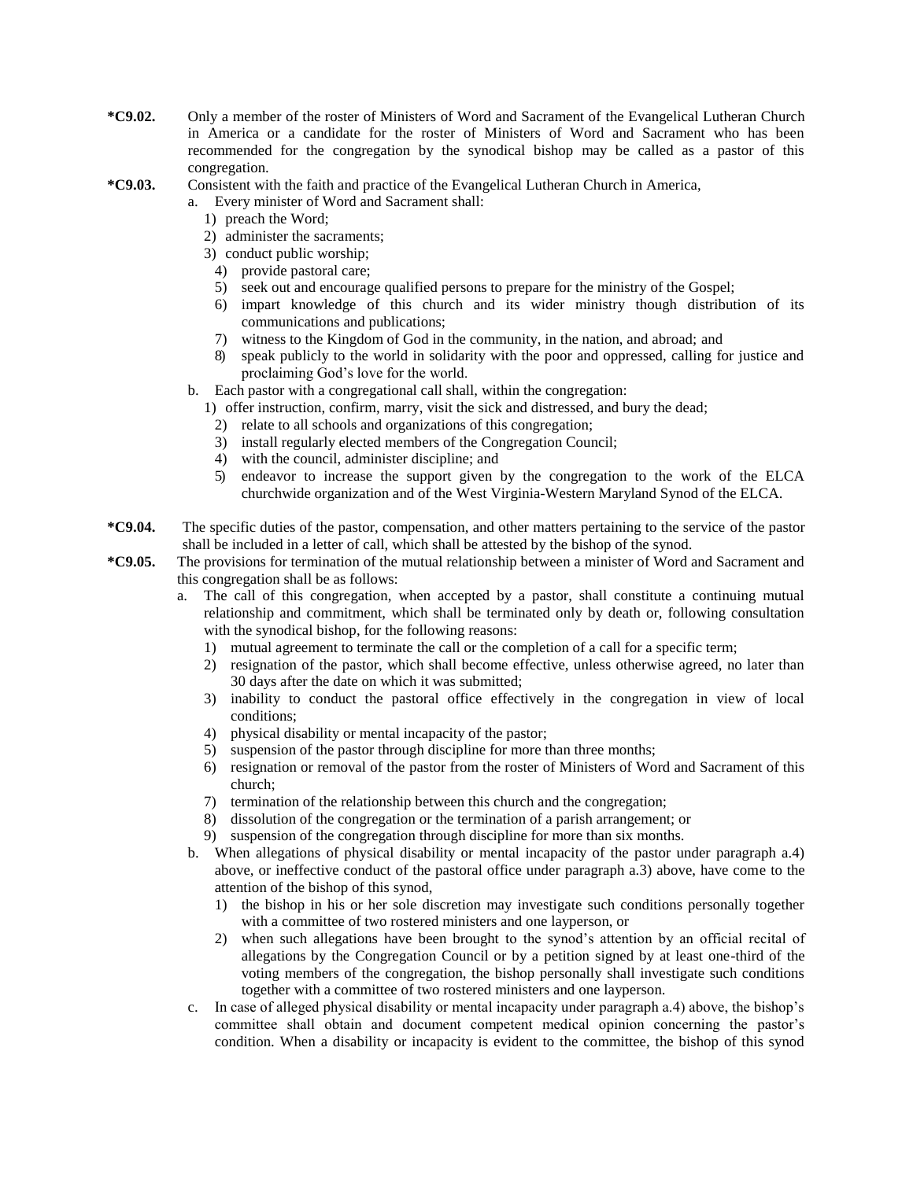**\*C9.02.** Only a member of the roster of Ministers of Word and Sacrament of the Evangelical Lutheran Church in America or a candidate for the roster of Ministers of Word and Sacrament who has been recommended for the congregation by the synodical bishop may be called as a pastor of this congregation.

**\*C9.03.** Consistent with the faith and practice of the Evangelical Lutheran Church in America,

a. Every minister of Word and Sacrament shall:
   1) preach the Word;
   2) administer the sacraments;
   3) conduct public worship;
   4) provide pastoral care;
   5) seek out and encourage qualified persons to prepare for the ministry of the Gospel;
   6) impart knowledge of this church and its wider ministry though distribution of its communications and publications;
   7) witness to the Kingdom of God in the community, in the nation, and abroad; and
   8) speak publicly to the world in solidarity with the poor and oppressed, calling for justice and proclaiming God's love for the world.

b. Each pastor with a congregational call shall, within the congregation:
   1) offer instruction, confirm, marry, visit the sick and distressed, and bury the dead;
   2) relate to all schools and organizations of this congregation;
   3) install regularly elected members of the Congregation Council;
   4) with the council, administer discipline; and
   5) endeavor to increase the support given by the congregation to the work of the ELCA churchwide organization and of the West Virginia-Western Maryland Synod of the ELCA.

**\*C9.04.** The specific duties of the pastor, compensation, and other matters pertaining to the service of the pastor shall be included in a letter of call, which shall be attested by the bishop of the synod.

**\*C9.05.** The provisions for termination of the mutual relationship between a minister of Word and Sacrament and this congregation shall be as follows:

a. The call of this congregation, when accepted by a pastor, shall constitute a continuing mutual relationship and commitment, which shall be terminated only by death or, following consultation with the synodical bishop, for the following reasons:
   1) mutual agreement to terminate the call or the completion of a call for a specific term;
   2) resignation of the pastor, which shall become effective, unless otherwise agreed, no later than 30 days after the date on which it was submitted;
   3) inability to conduct the pastoral office effectively in the congregation in view of local conditions;
   4) physical disability or mental incapacity of the pastor;
   5) suspension of the pastor through discipline for more than three months;
   6) resignation or removal of the pastor from the roster of Ministers of Word and Sacrament of this church;
   7) termination of the relationship between this church and the congregation;
   8) dissolution of the congregation or the termination of a parish arrangement; or
   9) suspension of the congregation through discipline for more than six months.

b. When allegations of physical disability or mental incapacity of the pastor under paragraph a.4) above, or ineffective conduct of the pastoral office under paragraph a.3) above, have come to the attention of the bishop of this synod,
   1) the bishop in his or her sole discretion may investigate such conditions personally together with a committee of two rostered ministers and one layperson, or
   2) when such allegations have been brought to the synod's attention by an official recital of allegations by the Congregation Council or by a petition signed by at least one-third of the voting members of the congregation, the bishop personally shall investigate such conditions together with a committee of two rostered ministers and one layperson.

c. In case of alleged physical disability or mental incapacity under paragraph a.4) above, the bishop's committee shall obtain and document competent medical opinion concerning the pastor's condition. When a disability or incapacity is evident to the committee, the bishop of this synod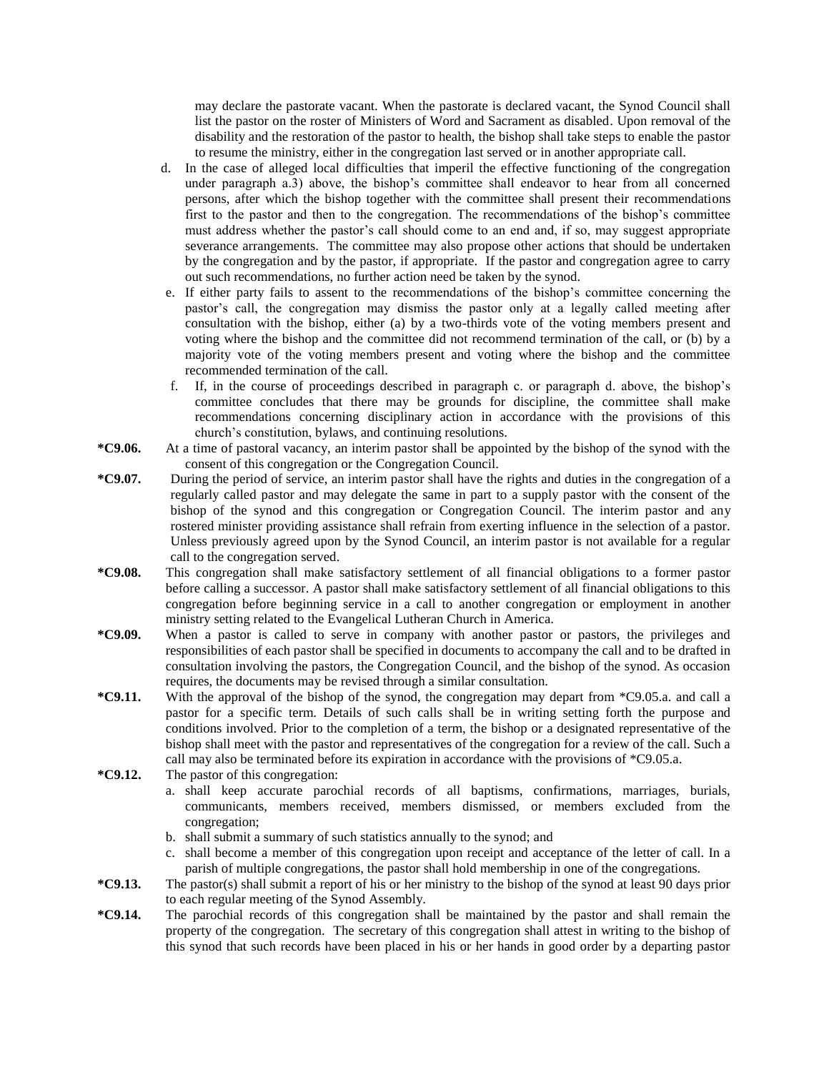may declare the pastorate vacant. When the pastorate is declared vacant, the Synod Council shall list the pastor on the roster of Ministers of Word and Sacrament as disabled. Upon removal of the disability and the restoration of the pastor to health, the bishop shall take steps to enable the pastor to resume the ministry, either in the congregation last served or in another appropriate call.

d. In the case of alleged local difficulties that imperil the effective functioning of the congregation under paragraph a.3) above, the bishop's committee shall endeavor to hear from all concerned persons, after which the bishop together with the committee shall present their recommendations first to the pastor and then to the congregation. The recommendations of the bishop's committee must address whether the pastor's call should come to an end and, if so, may suggest appropriate severance arrangements. The committee may also propose other actions that should be undertaken by the congregation and by the pastor, if appropriate. If the pastor and congregation agree to carry out such recommendations, no further action need be taken by the synod.

e. If either party fails to assent to the recommendations of the bishop's committee concerning the pastor's call, the congregation may dismiss the pastor only at a legally called meeting after consultation with the bishop, either (a) by a two-thirds vote of the voting members present and voting where the bishop and the committee did not recommend termination of the call, or (b) by a majority vote of the voting members present and voting where the bishop and the committee recommended termination of the call.

f. If, in the course of proceedings described in paragraph c. or paragraph d. above, the bishop's committee concludes that there may be grounds for discipline, the committee shall make recommendations concerning disciplinary action in accordance with the provisions of this church's constitution, bylaws, and continuing resolutions.

**\*C9.06.** At a time of pastoral vacancy, an interim pastor shall be appointed by the bishop of the synod with the consent of this congregation or the Congregation Council.

**\*C9.07.** During the period of service, an interim pastor shall have the rights and duties in the congregation of a regularly called pastor and may delegate the same in part to a supply pastor with the consent of the bishop of the synod and this congregation or Congregation Council. The interim pastor and any rostered minister providing assistance shall refrain from exerting influence in the selection of a pastor. Unless previously agreed upon by the Synod Council, an interim pastor is not available for a regular call to the congregation served.

**\*C9.08.** This congregation shall make satisfactory settlement of all financial obligations to a former pastor before calling a successor. A pastor shall make satisfactory settlement of all financial obligations to this congregation before beginning service in a call to another congregation or employment in another ministry setting related to the Evangelical Lutheran Church in America.

**\*C9.09.** When a pastor is called to serve in company with another pastor or pastors, the privileges and responsibilities of each pastor shall be specified in documents to accompany the call and to be drafted in consultation involving the pastors, the Congregation Council, and the bishop of the synod. As occasion requires, the documents may be revised through a similar consultation.

**\*C9.11.** With the approval of the bishop of the synod, the congregation may depart from *C9.05.a. and call a pastor for a specific term. Details of such calls shall be in writing setting forth the purpose and conditions involved. Prior to the completion of a term, the bishop or a designated representative of the bishop shall meet with the pastor and representatives of the congregation for a review of the call. Such a call may also be terminated before its expiration in accordance with the provisions of *C9.05.a.

**\*C9.12.** The pastor of this congregation:

a. shall keep accurate parochial records of all baptisms, confirmations, marriages, burials, communicants, members received, members dismissed, or members excluded from the congregation;

b. shall submit a summary of such statistics annually to the synod; and

c. shall become a member of this congregation upon receipt and acceptance of the letter of call. In a parish of multiple congregations, the pastor shall hold membership in one of the congregations.

**\*C9.13.** The pastor(s) shall submit a report of his or her ministry to the bishop of the synod at least 90 days prior to each regular meeting of the Synod Assembly.

**\*C9.14.** The parochial records of this congregation shall be maintained by the pastor and shall remain the property of the congregation. The secretary of this congregation shall attest in writing to the bishop of this synod that such records have been placed in his or her hands in good order by a departing pastor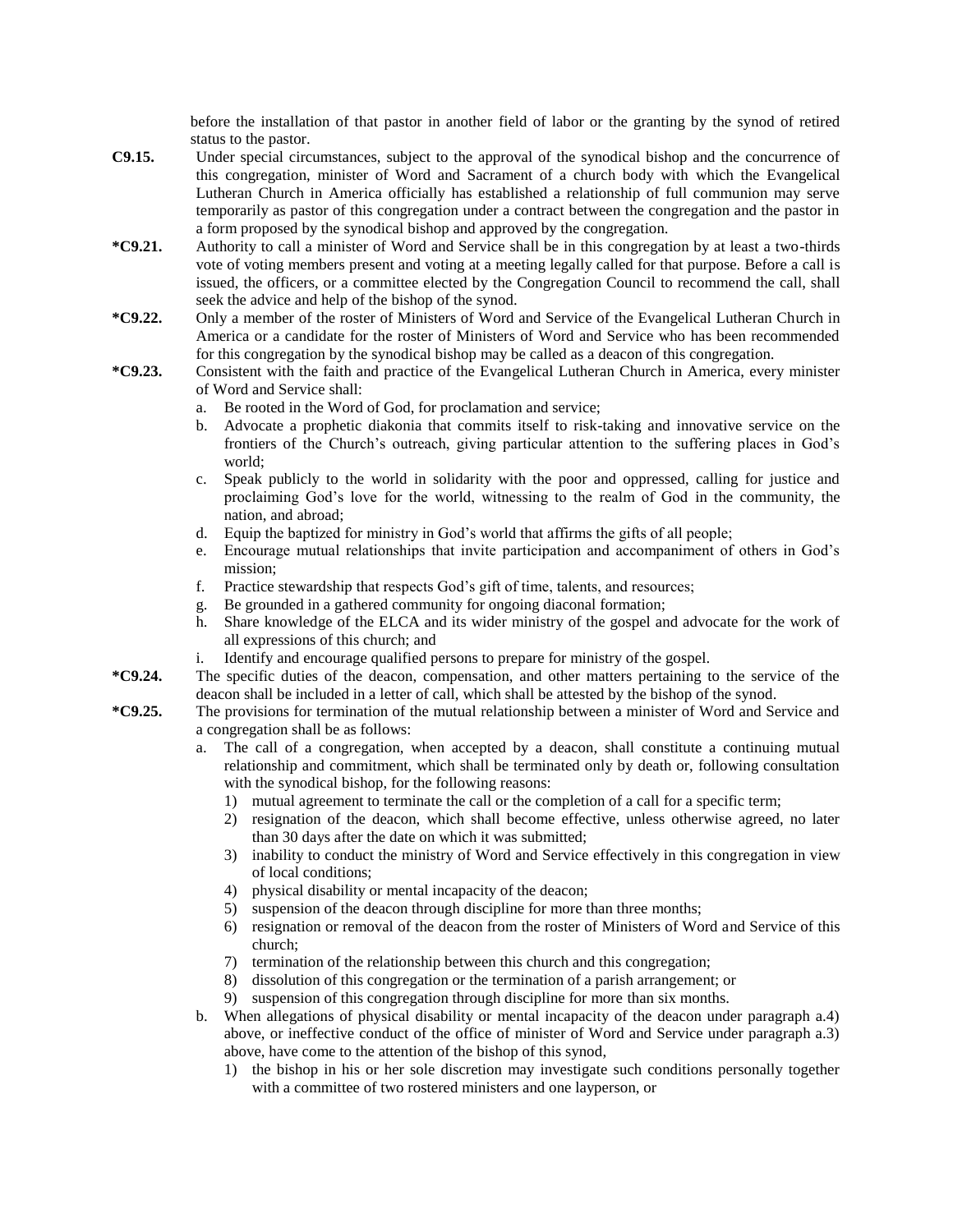before the installation of that pastor in another field of labor or the granting by the synod of retired status to the pastor.

**C9.15.** Under special circumstances, subject to the approval of the synodical bishop and the concurrence of this congregation, minister of Word and Sacrament of a church body with which the Evangelical Lutheran Church in America officially has established a relationship of full communion may serve temporarily as pastor of this congregation under a contract between the congregation and the pastor in a form proposed by the synodical bishop and approved by the congregation.

***C9.21.** Authority to call a minister of Word and Service shall be in this congregation by at least a two-thirds vote of voting members present and voting at a meeting legally called for that purpose. Before a call is issued, the officers, or a committee elected by the Congregation Council to recommend the call, shall seek the advice and help of the bishop of the synod.

***C9.22.** Only a member of the roster of Ministers of Word and Service of the Evangelical Lutheran Church in America or a candidate for the roster of Ministers of Word and Service who has been recommended for this congregation by the synodical bishop may be called as a deacon of this congregation.

***C9.23.** Consistent with the faith and practice of the Evangelical Lutheran Church in America, every minister of Word and Service shall:

a. Be rooted in the Word of God, for proclamation and service;
b. Advocate a prophetic diakonia that commits itself to risk-taking and innovative service on the frontiers of the Church's outreach, giving particular attention to the suffering places in God's world;
c. Speak publicly to the world in solidarity with the poor and oppressed, calling for justice and proclaiming God's love for the world, witnessing to the realm of God in the community, the nation, and abroad;
d. Equip the baptized for ministry in God's world that affirms the gifts of all people;
e. Encourage mutual relationships that invite participation and accompaniment of others in God's mission;
f. Practice stewardship that respects God's gift of time, talents, and resources;
g. Be grounded in a gathered community for ongoing diaconal formation;
h. Share knowledge of the ELCA and its wider ministry of the gospel and advocate for the work of all expressions of this church; and
i. Identify and encourage qualified persons to prepare for ministry of the gospel.

***C9.24.** The specific duties of the deacon, compensation, and other matters pertaining to the service of the deacon shall be included in a letter of call, which shall be attested by the bishop of the synod.

***C9.25.** The provisions for termination of the mutual relationship between a minister of Word and Service and a congregation shall be as follows:

a. The call of a congregation, when accepted by a deacon, shall constitute a continuing mutual relationship and commitment, which shall be terminated only by death or, following consultation with the synodical bishop, for the following reasons:
   1) mutual agreement to terminate the call or the completion of a call for a specific term;
   2) resignation of the deacon, which shall become effective, unless otherwise agreed, no later than 30 days after the date on which it was submitted;
   3) inability to conduct the ministry of Word and Service effectively in this congregation in view of local conditions;
   4) physical disability or mental incapacity of the deacon;
   5) suspension of the deacon through discipline for more than three months;
   6) resignation or removal of the deacon from the roster of Ministers of Word and Service of this church;
   7) termination of the relationship between this church and this congregation;
   8) dissolution of this congregation or the termination of a parish arrangement; or
   9) suspension of this congregation through discipline for more than six months.

b. When allegations of physical disability or mental incapacity of the deacon under paragraph a.4) above, or ineffective conduct of the office of minister of Word and Service under paragraph a.3) above, have come to the attention of the bishop of this synod,
   1) the bishop in his or her sole discretion may investigate such conditions personally together with a committee of two rostered ministers and one layperson, or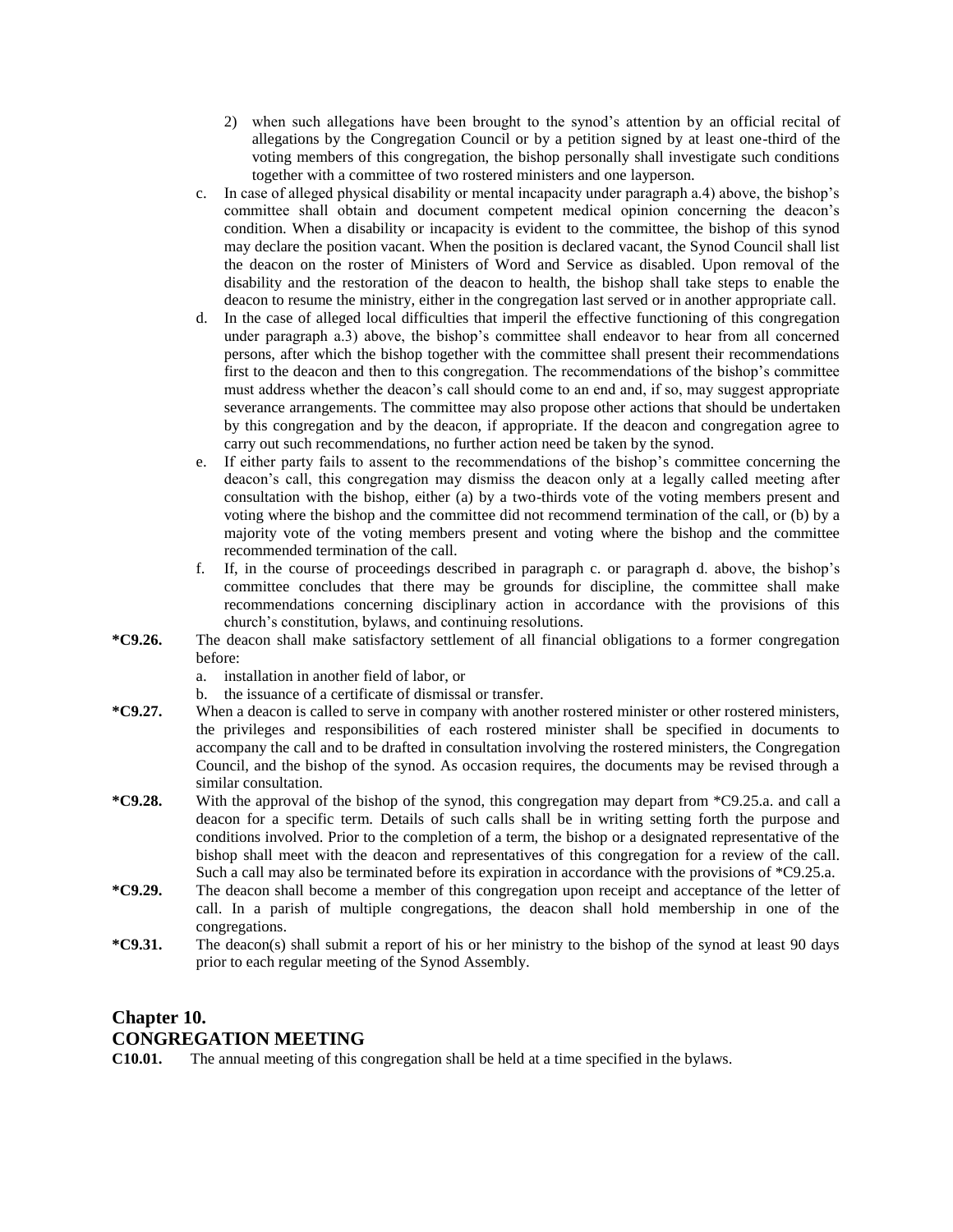2) when such allegations have been brought to the synod's attention by an official recital of allegations by the Congregation Council or by a petition signed by at least one-third of the voting members of this congregation, the bishop personally shall investigate such conditions together with a committee of two rostered ministers and one layperson.

c. In case of alleged physical disability or mental incapacity under paragraph a.4) above, the bishop's committee shall obtain and document competent medical opinion concerning the deacon's condition. When a disability or incapacity is evident to the committee, the bishop of this synod may declare the position vacant. When the position is declared vacant, the Synod Council shall list the deacon on the roster of Ministers of Word and Service as disabled. Upon removal of the disability and the restoration of the deacon to health, the bishop shall take steps to enable the deacon to resume the ministry, either in the congregation last served or in another appropriate call.

d. In the case of alleged local difficulties that imperil the effective functioning of this congregation under paragraph a.3) above, the bishop's committee shall endeavor to hear from all concerned persons, after which the bishop together with the committee shall present their recommendations first to the deacon and then to this congregation. The recommendations of the bishop's committee must address whether the deacon's call should come to an end and, if so, may suggest appropriate severance arrangements. The committee may also propose other actions that should be undertaken by this congregation and by the deacon, if appropriate. If the deacon and congregation agree to carry out such recommendations, no further action need be taken by the synod.

e. If either party fails to assent to the recommendations of the bishop's committee concerning the deacon's call, this congregation may dismiss the deacon only at a legally called meeting after consultation with the bishop, either (a) by a two-thirds vote of the voting members present and voting where the bishop and the committee did not recommend termination of the call, or (b) by a majority vote of the voting members present and voting where the bishop and the committee recommended termination of the call.

f. If, in the course of proceedings described in paragraph c. or paragraph d. above, the bishop's committee concludes that there may be grounds for discipline, the committee shall make recommendations concerning disciplinary action in accordance with the provisions of this church's constitution, bylaws, and continuing resolutions.

**\*C9.26.** The deacon shall make satisfactory settlement of all financial obligations to a former congregation before:

a. installation in another field of labor, or
b. the issuance of a certificate of dismissal or transfer.

**\*C9.27.** When a deacon is called to serve in company with another rostered minister or other rostered ministers, the privileges and responsibilities of each rostered minister shall be specified in documents to accompany the call and to be drafted in consultation involving the rostered ministers, the Congregation Council, and the bishop of the synod. As occasion requires, the documents may be revised through a similar consultation.

**\*C9.28.** With the approval of the bishop of the synod, this congregation may depart from \*C9.25.a. and call a deacon for a specific term. Details of such calls shall be in writing setting forth the purpose and conditions involved. Prior to the completion of a term, the bishop or a designated representative of the bishop shall meet with the deacon and representatives of this congregation for a review of the call. Such a call may also be terminated before its expiration in accordance with the provisions of \*C9.25.a.

**\*C9.29.** The deacon shall become a member of this congregation upon receipt and acceptance of the letter of call. In a parish of multiple congregations, the deacon shall hold membership in one of the congregations.

**\*C9.31.** The deacon(s) shall submit a report of his or her ministry to the bishop of the synod at least 90 days prior to each regular meeting of the Synod Assembly.

## Chapter 10.
## CONGREGATION MEETING

**C10.01.** The annual meeting of this congregation shall be held at a time specified in the bylaws.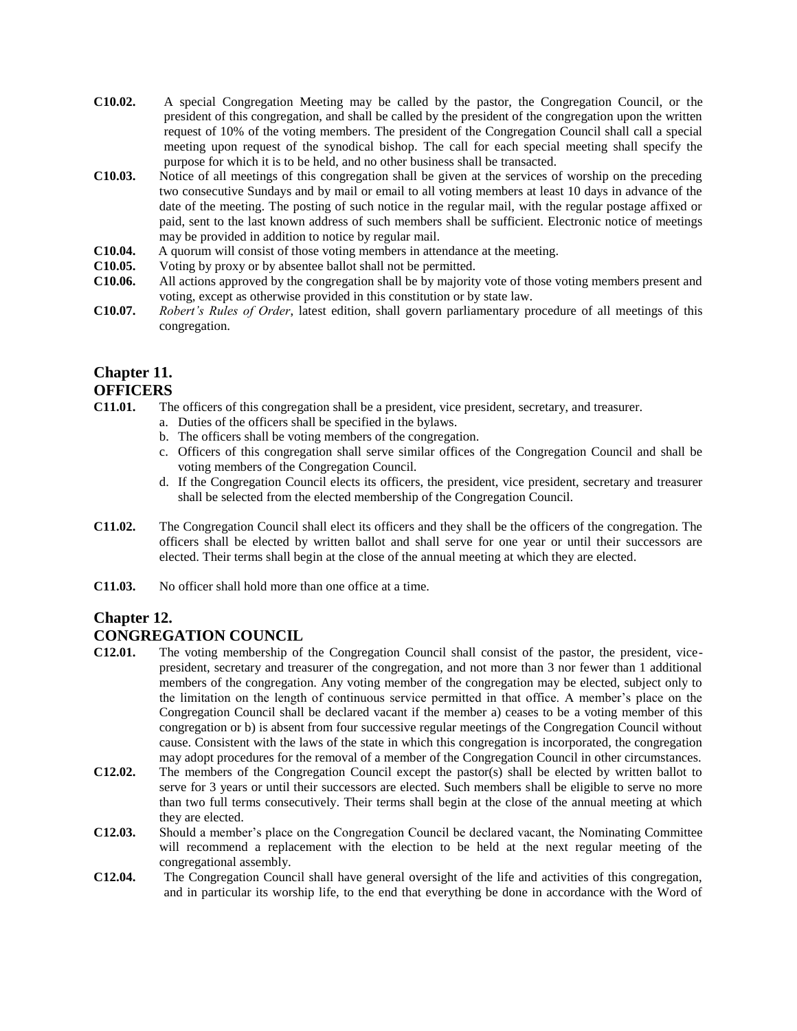**C10.02.** A special Congregation Meeting may be called by the pastor, the Congregation Council, or the president of this congregation, and shall be called by the president of the congregation upon the written request of 10% of the voting members. The president of the Congregation Council shall call a special meeting upon request of the synodical bishop. The call for each special meeting shall specify the purpose for which it is to be held, and no other business shall be transacted.

**C10.03.** Notice of all meetings of this congregation shall be given at the services of worship on the preceding two consecutive Sundays and by mail or email to all voting members at least 10 days in advance of the date of the meeting. The posting of such notice in the regular mail, with the regular postage affixed or paid, sent to the last known address of such members shall be sufficient. Electronic notice of meetings may be provided in addition to notice by regular mail.

**C10.04.** A quorum will consist of those voting members in attendance at the meeting.

**C10.05.** Voting by proxy or by absentee ballot shall not be permitted.

**C10.06.** All actions approved by the congregation shall be by majority vote of those voting members present and voting, except as otherwise provided in this constitution or by state law.

**C10.07.** *Robert's Rules of Order*, latest edition, shall govern parliamentary procedure of all meetings of this congregation.

## Chapter 11.
## OFFICERS

**C11.01.** The officers of this congregation shall be a president, vice president, secretary, and treasurer.

a. Duties of the officers shall be specified in the bylaws.
b. The officers shall be voting members of the congregation.
c. Officers of this congregation shall serve similar offices of the Congregation Council and shall be voting members of the Congregation Council.
d. If the Congregation Council elects its officers, the president, vice president, secretary and treasurer shall be selected from the elected membership of the Congregation Council.

**C11.02.** The Congregation Council shall elect its officers and they shall be the officers of the congregation. The officers shall be elected by written ballot and shall serve for one year or until their successors are elected. Their terms shall begin at the close of the annual meeting at which they are elected.

**C11.03.** No officer shall hold more than one office at a time.

## Chapter 12.
## CONGREGATION COUNCIL

**C12.01.** The voting membership of the Congregation Council shall consist of the pastor, the president, vice-president, secretary and treasurer of the congregation, and not more than 3 nor fewer than 1 additional members of the congregation. Any voting member of the congregation may be elected, subject only to the limitation on the length of continuous service permitted in that office. A member's place on the Congregation Council shall be declared vacant if the member a) ceases to be a voting member of this congregation or b) is absent from four successive regular meetings of the Congregation Council without cause. Consistent with the laws of the state in which this congregation is incorporated, the congregation may adopt procedures for the removal of a member of the Congregation Council in other circumstances.

**C12.02.** The members of the Congregation Council except the pastor(s) shall be elected by written ballot to serve for 3 years or until their successors are elected. Such members shall be eligible to serve no more than two full terms consecutively. Their terms shall begin at the close of the annual meeting at which they are elected.

**C12.03.** Should a member's place on the Congregation Council be declared vacant, the Nominating Committee will recommend a replacement with the election to be held at the next regular meeting of the congregational assembly.

**C12.04.** The Congregation Council shall have general oversight of the life and activities of this congregation, and in particular its worship life, to the end that everything be done in accordance with the Word of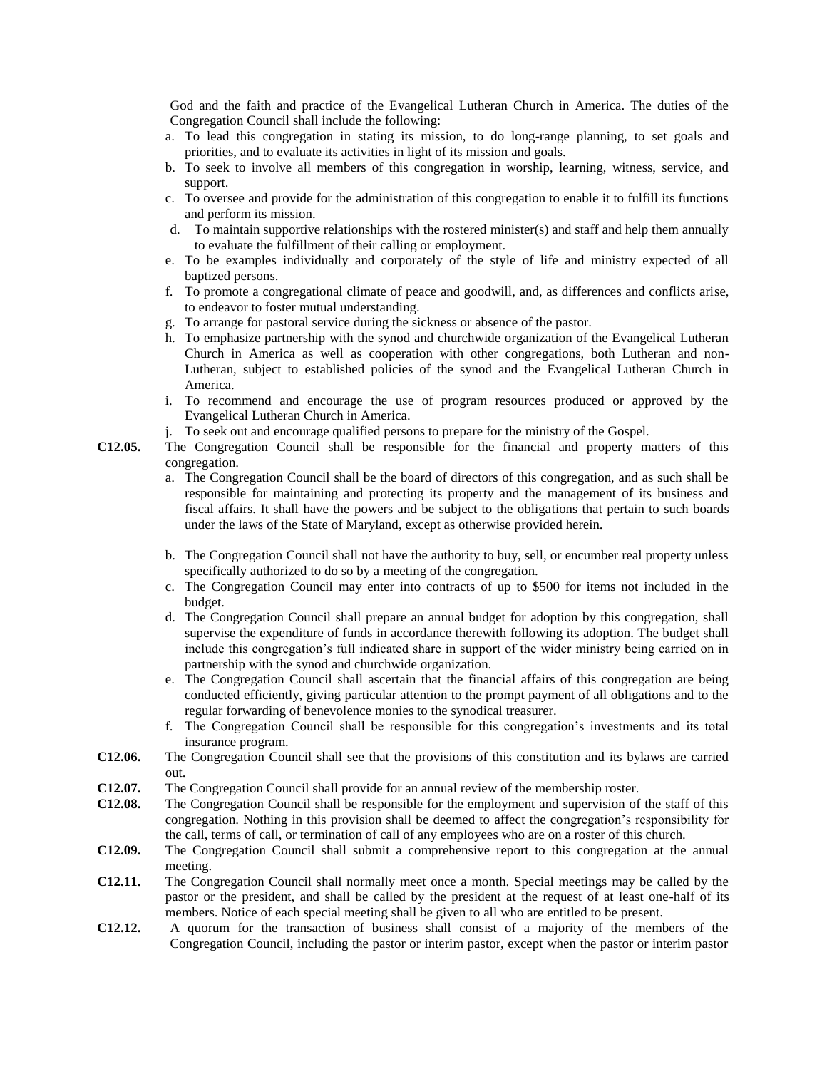God and the faith and practice of the Evangelical Lutheran Church in America. The duties of the Congregation Council shall include the following:

a. To lead this congregation in stating its mission, to do long-range planning, to set goals and priorities, and to evaluate its activities in light of its mission and goals.
b. To seek to involve all members of this congregation in worship, learning, witness, service, and support.
c. To oversee and provide for the administration of this congregation to enable it to fulfill its functions and perform its mission.
d. To maintain supportive relationships with the rostered minister(s) and staff and help them annually to evaluate the fulfillment of their calling or employment.
e. To be examples individually and corporately of the style of life and ministry expected of all baptized persons.
f. To promote a congregational climate of peace and goodwill, and, as differences and conflicts arise, to endeavor to foster mutual understanding.
g. To arrange for pastoral service during the sickness or absence of the pastor.
h. To emphasize partnership with the synod and churchwide organization of the Evangelical Lutheran Church in America as well as cooperation with other congregations, both Lutheran and non-Lutheran, subject to established policies of the synod and the Evangelical Lutheran Church in America.
i. To recommend and encourage the use of program resources produced or approved by the Evangelical Lutheran Church in America.
j. To seek out and encourage qualified persons to prepare for the ministry of the Gospel.

**C12.05.** The Congregation Council shall be responsible for the financial and property matters of this congregation.

a. The Congregation Council shall be the board of directors of this congregation, and as such shall be responsible for maintaining and protecting its property and the management of its business and fiscal affairs. It shall have the powers and be subject to the obligations that pertain to such boards under the laws of the State of Maryland, except as otherwise provided herein.
b. The Congregation Council shall not have the authority to buy, sell, or encumber real property unless specifically authorized to do so by a meeting of the congregation.
c. The Congregation Council may enter into contracts of up to $500 for items not included in the budget.
d. The Congregation Council shall prepare an annual budget for adoption by this congregation, shall supervise the expenditure of funds in accordance therewith following its adoption. The budget shall include this congregation's full indicated share in support of the wider ministry being carried on in partnership with the synod and churchwide organization.
e. The Congregation Council shall ascertain that the financial affairs of this congregation are being conducted efficiently, giving particular attention to the prompt payment of all obligations and to the regular forwarding of benevolence monies to the synodical treasurer.
f. The Congregation Council shall be responsible for this congregation's investments and its total insurance program.

**C12.06.** The Congregation Council shall see that the provisions of this constitution and its bylaws are carried out.

**C12.07.** The Congregation Council shall provide for an annual review of the membership roster.

**C12.08.** The Congregation Council shall be responsible for the employment and supervision of the staff of this congregation. Nothing in this provision shall be deemed to affect the congregation's responsibility for the call, terms of call, or termination of call of any employees who are on a roster of this church.

**C12.09.** The Congregation Council shall submit a comprehensive report to this congregation at the annual meeting.

**C12.11.** The Congregation Council shall normally meet once a month. Special meetings may be called by the pastor or the president, and shall be called by the president at the request of at least one-half of its members. Notice of each special meeting shall be given to all who are entitled to be present.

**C12.12.** A quorum for the transaction of business shall consist of a majority of the members of the Congregation Council, including the pastor or interim pastor, except when the pastor or interim pastor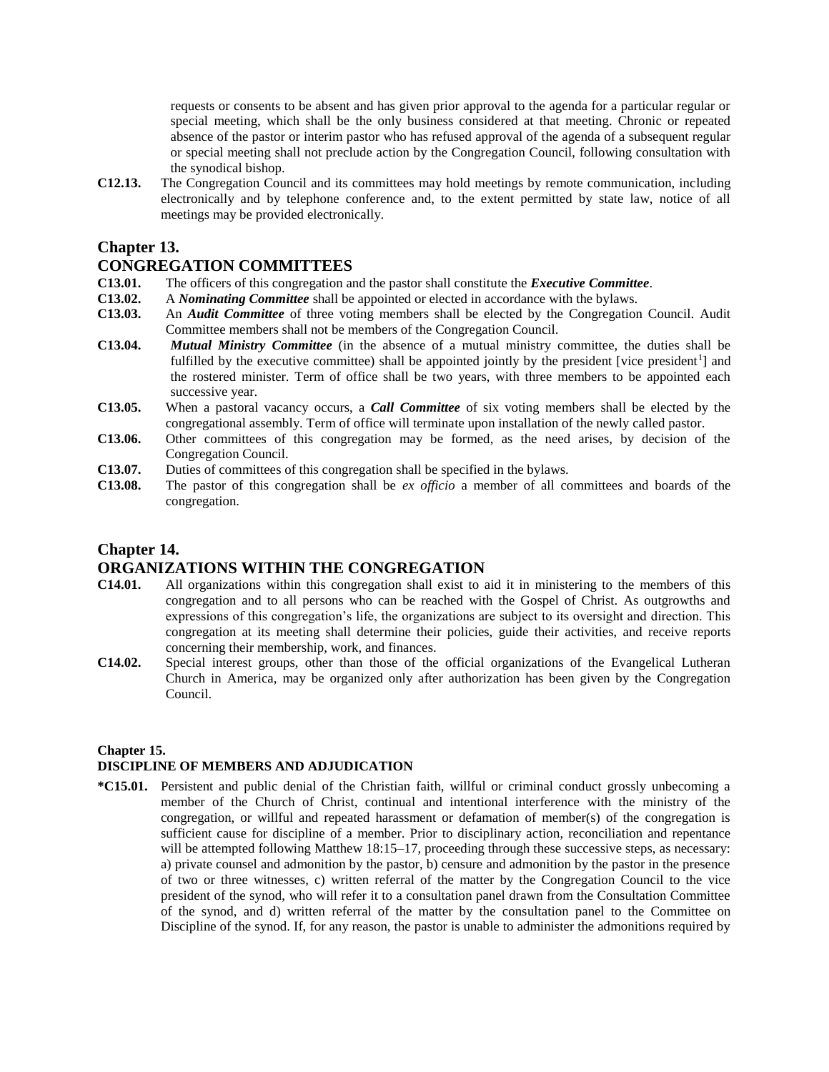requests or consents to be absent and has given prior approval to the agenda for a particular regular or special meeting, which shall be the only business considered at that meeting. Chronic or repeated absence of the pastor or interim pastor who has refused approval of the agenda of a subsequent regular or special meeting shall not preclude action by the Congregation Council, following consultation with the synodical bishop.

**C12.13.** The Congregation Council and its committees may hold meetings by remote communication, including electronically and by telephone conference and, to the extent permitted by state law, notice of all meetings may be provided electronically.

## Chapter 13.
## CONGREGATION COMMITTEES

**C13.01.** The officers of this congregation and the pastor shall constitute the ***Executive Committee***.

**C13.02.** A ***Nominating Committee*** shall be appointed or elected in accordance with the bylaws.

**C13.03.** An ***Audit Committee*** of three voting members shall be elected by the Congregation Council. Audit Committee members shall not be members of the Congregation Council.

**C13.04.** ***Mutual Ministry Committee*** (in the absence of a mutual ministry committee, the duties shall be fulfilled by the executive committee) shall be appointed jointly by the president [vice president[1]] and the rostered minister. Term of office shall be two years, with three members to be appointed each successive year.

**C13.05.** When a pastoral vacancy occurs, a ***Call Committee*** of six voting members shall be elected by the congregational assembly. Term of office will terminate upon installation of the newly called pastor.

**C13.06.** Other committees of this congregation may be formed, as the need arises, by decision of the Congregation Council.

**C13.07.** Duties of committees of this congregation shall be specified in the bylaws.

**C13.08.** The pastor of this congregation shall be *ex officio* a member of all committees and boards of the congregation.

## Chapter 14.
## ORGANIZATIONS WITHIN THE CONGREGATION

**C14.01.** All organizations within this congregation shall exist to aid it in ministering to the members of this congregation and to all persons who can be reached with the Gospel of Christ. As outgrowths and expressions of this congregation's life, the organizations are subject to its oversight and direction. This congregation at its meeting shall determine their policies, guide their activities, and receive reports concerning their membership, work, and finances.

**C14.02.** Special interest groups, other than those of the official organizations of the Evangelical Lutheran Church in America, may be organized only after authorization has been given by the Congregation Council.

### Chapter 15.
### DISCIPLINE OF MEMBERS AND ADJUDICATION

***C15.01.** Persistent and public denial of the Christian faith, willful or criminal conduct grossly unbecoming a member of the Church of Christ, continual and intentional interference with the ministry of the congregation, or willful and repeated harassment or defamation of member(s) of the congregation is sufficient cause for discipline of a member. Prior to disciplinary action, reconciliation and repentance will be attempted following Matthew 18:15–17, proceeding through these successive steps, as necessary: a) private counsel and admonition by the pastor, b) censure and admonition by the pastor in the presence of two or three witnesses, c) written referral of the matter by the Congregation Council to the vice president of the synod, who will refer it to a consultation panel drawn from the Consultation Committee of the synod, and d) written referral of the matter by the consultation panel to the Committee on Discipline of the synod. If, for any reason, the pastor is unable to administer the admonitions required by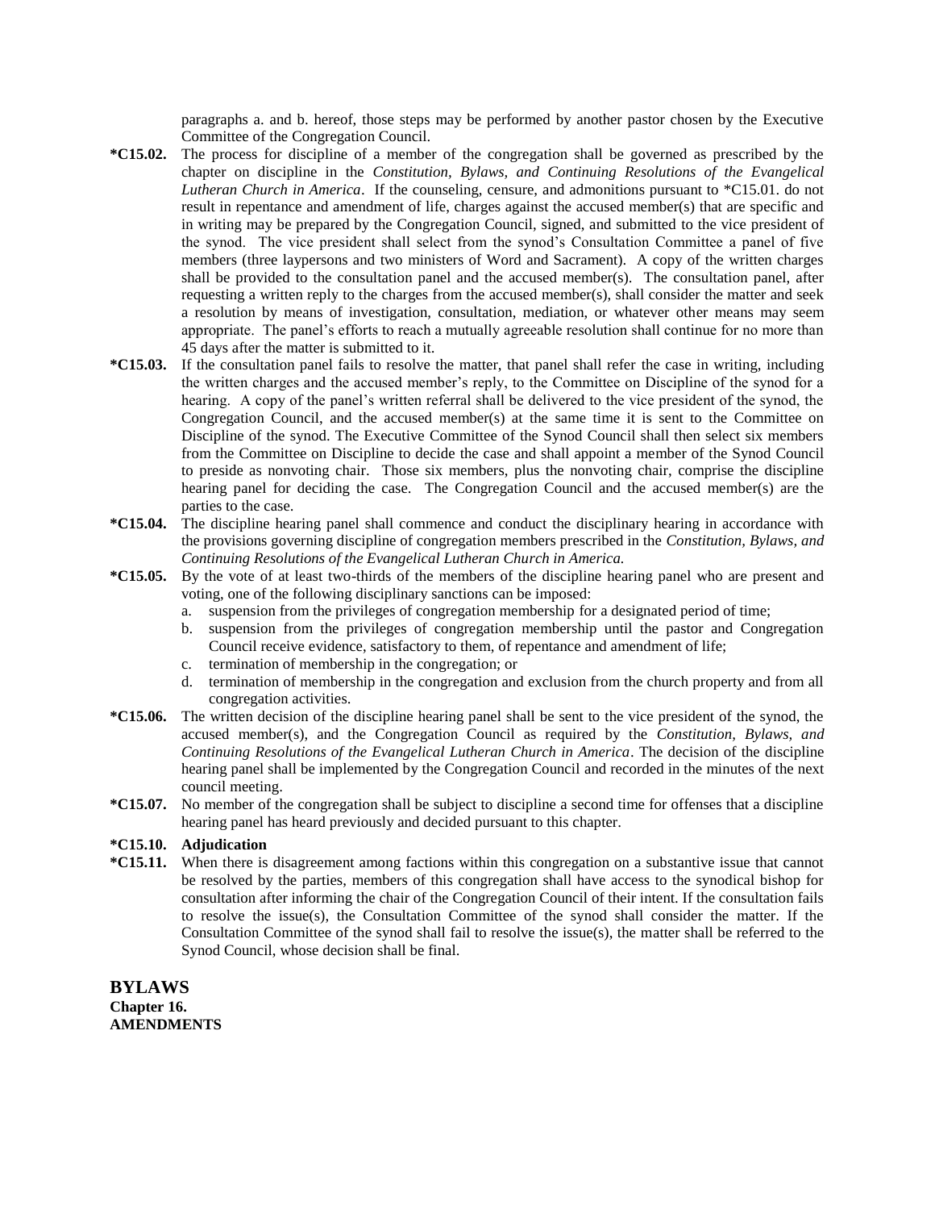paragraphs a. and b. hereof, those steps may be performed by another pastor chosen by the Executive Committee of the Congregation Council.

**\*C15.02.** The process for discipline of a member of the congregation shall be governed as prescribed by the chapter on discipline in the *Constitution, Bylaws, and Continuing Resolutions of the Evangelical Lutheran Church in America*. If the counseling, censure, and admonitions pursuant to \*C15.01. do not result in repentance and amendment of life, charges against the accused member(s) that are specific and in writing may be prepared by the Congregation Council, signed, and submitted to the vice president of the synod. The vice president shall select from the synod's Consultation Committee a panel of five members (three laypersons and two ministers of Word and Sacrament). A copy of the written charges shall be provided to the consultation panel and the accused member(s). The consultation panel, after requesting a written reply to the charges from the accused member(s), shall consider the matter and seek a resolution by means of investigation, consultation, mediation, or whatever other means may seem appropriate. The panel's efforts to reach a mutually agreeable resolution shall continue for no more than 45 days after the matter is submitted to it.

**\*C15.03.** If the consultation panel fails to resolve the matter, that panel shall refer the case in writing, including the written charges and the accused member's reply, to the Committee on Discipline of the synod for a hearing. A copy of the panel's written referral shall be delivered to the vice president of the synod, the Congregation Council, and the accused member(s) at the same time it is sent to the Committee on Discipline of the synod. The Executive Committee of the Synod Council shall then select six members from the Committee on Discipline to decide the case and shall appoint a member of the Synod Council to preside as nonvoting chair. Those six members, plus the nonvoting chair, comprise the discipline hearing panel for deciding the case. The Congregation Council and the accused member(s) are the parties to the case.

**\*C15.04.** The discipline hearing panel shall commence and conduct the disciplinary hearing in accordance with the provisions governing discipline of congregation members prescribed in the *Constitution, Bylaws, and Continuing Resolutions of the Evangelical Lutheran Church in America.*

**\*C15.05.** By the vote of at least two-thirds of the members of the discipline hearing panel who are present and voting, one of the following disciplinary sanctions can be imposed:

a. suspension from the privileges of congregation membership for a designated period of time;
b. suspension from the privileges of congregation membership until the pastor and Congregation Council receive evidence, satisfactory to them, of repentance and amendment of life;
c. termination of membership in the congregation; or
d. termination of membership in the congregation and exclusion from the church property and from all congregation activities.

**\*C15.06.** The written decision of the discipline hearing panel shall be sent to the vice president of the synod, the accused member(s), and the Congregation Council as required by the *Constitution, Bylaws, and Continuing Resolutions of the Evangelical Lutheran Church in America*. The decision of the discipline hearing panel shall be implemented by the Congregation Council and recorded in the minutes of the next council meeting.

**\*C15.07.** No member of the congregation shall be subject to discipline a second time for offenses that a discipline hearing panel has heard previously and decided pursuant to this chapter.

**\*C15.10. Adjudication**

**\*C15.11.** When there is disagreement among factions within this congregation on a substantive issue that cannot be resolved by the parties, members of this congregation shall have access to the synodical bishop for consultation after informing the chair of the Congregation Council of their intent. If the consultation fails to resolve the issue(s), the Consultation Committee of the synod shall consider the matter. If the Consultation Committee of the synod shall fail to resolve the issue(s), the matter shall be referred to the Synod Council, whose decision shall be final.

## BYLAWS

**Chapter 16.**
**AMENDMENTS**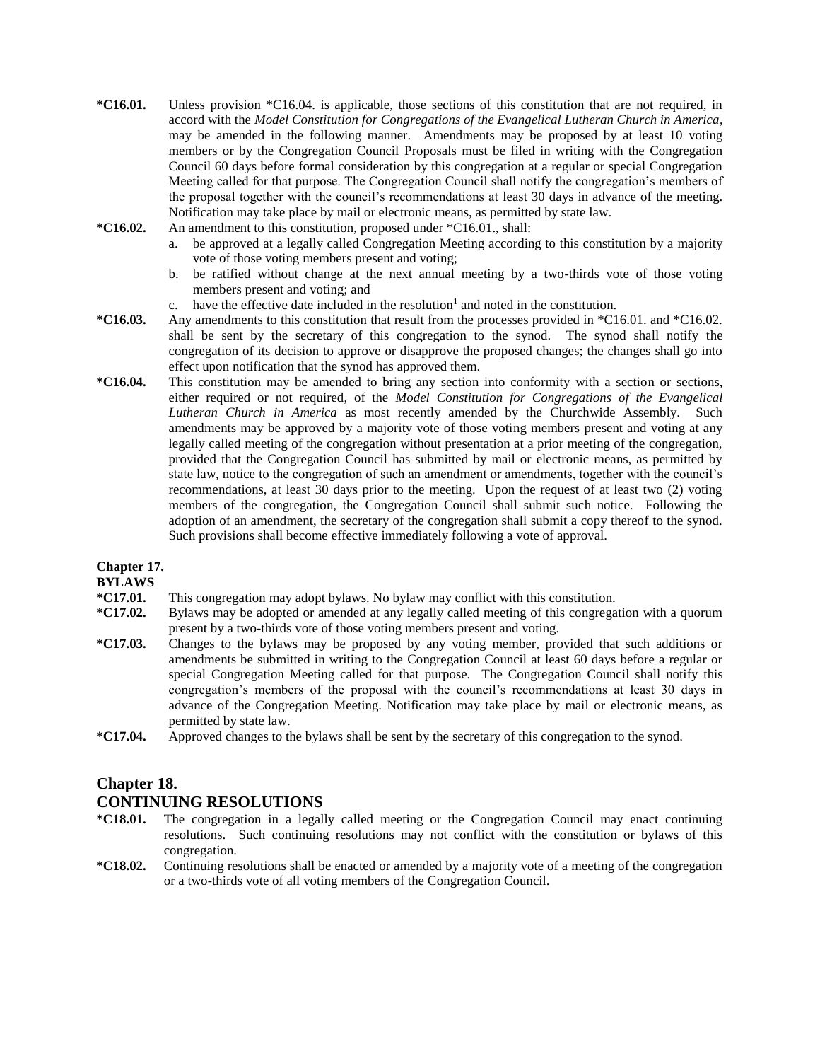**\*C16.01.** Unless provision \*C16.04. is applicable, those sections of this constitution that are not required, in accord with the *Model Constitution for Congregations of the Evangelical Lutheran Church in America*, may be amended in the following manner. Amendments may be proposed by at least 10 voting members or by the Congregation Council Proposals must be filed in writing with the Congregation Council 60 days before formal consideration by this congregation at a regular or special Congregation Meeting called for that purpose. The Congregation Council shall notify the congregation's members of the proposal together with the council's recommendations at least 30 days in advance of the meeting. Notification may take place by mail or electronic means, as permitted by state law.

**\*C16.02.** An amendment to this constitution, proposed under \*C16.01., shall:

a. be approved at a legally called Congregation Meeting according to this constitution by a majority vote of those voting members present and voting;

b. be ratified without change at the next annual meeting by a two-thirds vote of those voting members present and voting; and

c. have the effective date included in the resolution[1] and noted in the constitution.

**\*C16.03.** Any amendments to this constitution that result from the processes provided in \*C16.01. and \*C16.02. shall be sent by the secretary of this congregation to the synod. The synod shall notify the congregation of its decision to approve or disapprove the proposed changes; the changes shall go into effect upon notification that the synod has approved them.

**\*C16.04.** This constitution may be amended to bring any section into conformity with a section or sections, either required or not required, of the *Model Constitution for Congregations of the Evangelical Lutheran Church in America* as most recently amended by the Churchwide Assembly. Such amendments may be approved by a majority vote of those voting members present and voting at any legally called meeting of the congregation without presentation at a prior meeting of the congregation, provided that the Congregation Council has submitted by mail or electronic means, as permitted by state law, notice to the congregation of such an amendment or amendments, together with the council's recommendations, at least 30 days prior to the meeting. Upon the request of at least two (2) voting members of the congregation, the Congregation Council shall submit such notice. Following the adoption of an amendment, the secretary of the congregation shall submit a copy thereof to the synod. Such provisions shall become effective immediately following a vote of approval.

**Chapter 17.**
**BYLAWS**

**\*C17.01.** This congregation may adopt bylaws. No bylaw may conflict with this constitution.

**\*C17.02.** Bylaws may be adopted or amended at any legally called meeting of this congregation with a quorum present by a two-thirds vote of those voting members present and voting.

**\*C17.03.** Changes to the bylaws may be proposed by any voting member, provided that such additions or amendments be submitted in writing to the Congregation Council at least 60 days before a regular or special Congregation Meeting called for that purpose. The Congregation Council shall notify this congregation's members of the proposal with the council's recommendations at least 30 days in advance of the Congregation Meeting. Notification may take place by mail or electronic means, as permitted by state law.

**\*C17.04.** Approved changes to the bylaws shall be sent by the secretary of this congregation to the synod.

## Chapter 18.
## CONTINUING RESOLUTIONS

**\*C18.01.** The congregation in a legally called meeting or the Congregation Council may enact continuing resolutions. Such continuing resolutions may not conflict with the constitution or bylaws of this congregation.

**\*C18.02.** Continuing resolutions shall be enacted or amended by a majority vote of a meeting of the congregation or a two-thirds vote of all voting members of the Congregation Council.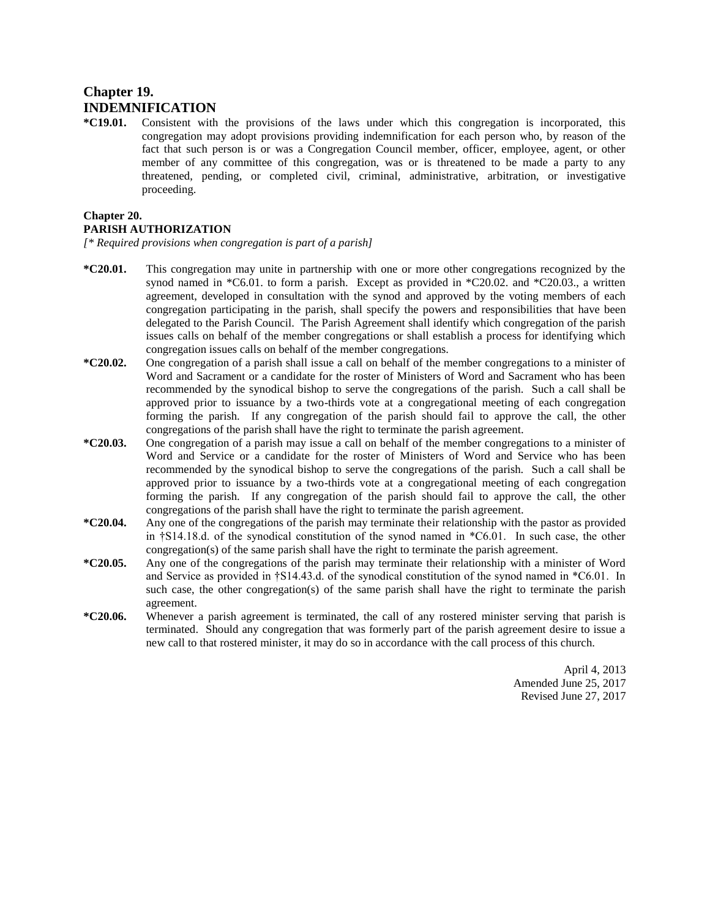## Chapter 19.
## INDEMNIFICATION

**\*C19.01.** Consistent with the provisions of the laws under which this congregation is incorporated, this congregation may adopt provisions providing indemnification for each person who, by reason of the fact that such person is or was a Congregation Council member, officer, employee, agent, or other member of any committee of this congregation, was or is threatened to be made a party to any threatened, pending, or completed civil, criminal, administrative, arbitration, or investigative proceeding.

### Chapter 20.
### PARISH AUTHORIZATION

*[\* Required provisions when congregation is part of a parish]*

**\*C20.01.** This congregation may unite in partnership with one or more other congregations recognized by the synod named in \*C6.01. to form a parish. Except as provided in \*C20.02. and \*C20.03., a written agreement, developed in consultation with the synod and approved by the voting members of each congregation participating in the parish, shall specify the powers and responsibilities that have been delegated to the Parish Council. The Parish Agreement shall identify which congregation of the parish issues calls on behalf of the member congregations or shall establish a process for identifying which congregation issues calls on behalf of the member congregations.

**\*C20.02.** One congregation of a parish shall issue a call on behalf of the member congregations to a minister of Word and Sacrament or a candidate for the roster of Ministers of Word and Sacrament who has been recommended by the synodical bishop to serve the congregations of the parish. Such a call shall be approved prior to issuance by a two-thirds vote at a congregational meeting of each congregation forming the parish. If any congregation of the parish should fail to approve the call, the other congregations of the parish shall have the right to terminate the parish agreement.

**\*C20.03.** One congregation of a parish may issue a call on behalf of the member congregations to a minister of Word and Service or a candidate for the roster of Ministers of Word and Service who has been recommended by the synodical bishop to serve the congregations of the parish. Such a call shall be approved prior to issuance by a two-thirds vote at a congregational meeting of each congregation forming the parish. If any congregation of the parish should fail to approve the call, the other congregations of the parish shall have the right to terminate the parish agreement.

**\*C20.04.** Any one of the congregations of the parish may terminate their relationship with the pastor as provided in †S14.18.d. of the synodical constitution of the synod named in \*C6.01. In such case, the other congregation(s) of the same parish shall have the right to terminate the parish agreement.

**\*C20.05.** Any one of the congregations of the parish may terminate their relationship with a minister of Word and Service as provided in †S14.43.d. of the synodical constitution of the synod named in \*C6.01. In such case, the other congregation(s) of the same parish shall have the right to terminate the parish agreement.

**\*C20.06.** Whenever a parish agreement is terminated, the call of any rostered minister serving that parish is terminated. Should any congregation that was formerly part of the parish agreement desire to issue a new call to that rostered minister, it may do so in accordance with the call process of this church.

April 4, 2013
Amended June 25, 2017
Revised June 27, 2017